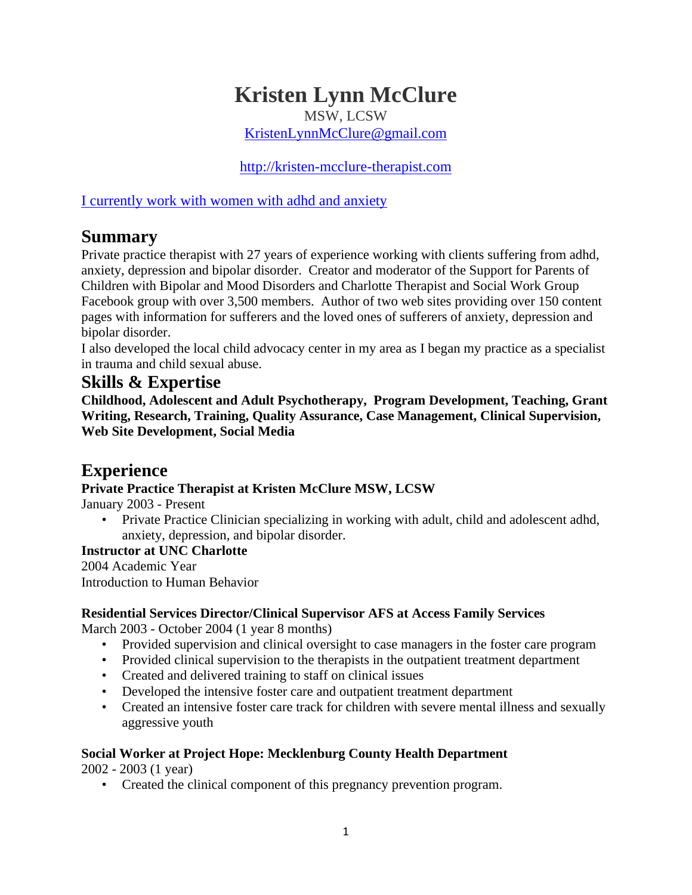# Kristen Lynn McClure

MSW, LCSW

KristenLynnMcClure@gmail.com

http://kristen-mcclure-therapist.com

I currently work with women with adhd and anxiety

## Summary

Private practice therapist with 27 years of experience working with clients suffering from adhd, anxiety, depression and bipolar disorder.  Creator and moderator of the Support for Parents of Children with Bipolar and Mood Disorders and Charlotte Therapist and Social Work Group Facebook group with over 3,500 members.  Author of two web sites providing over 150 content pages with information for sufferers and the loved ones of sufferers of anxiety, depression and bipolar disorder.

I also developed the local child advocacy center in my area as I began my practice as a specialist in trauma and child sexual abuse.

## Skills & Expertise

**Childhood, Adolescent and Adult Psychotherapy,  Program Development, Teaching, Grant Writing, Research, Training, Quality Assurance, Case Management, Clinical Supervision, Web Site Development, Social Media**

## Experience

**Private Practice Therapist at Kristen McClure MSW, LCSW**

January 2003 - Present

- Private Practice Clinician specializing in working with adult, child and adolescent adhd, anxiety, depression, and bipolar disorder.

**Instructor at UNC Charlotte**

2004 Academic Year

Introduction to Human Behavior

**Residential Services Director/Clinical Supervisor AFS at Access Family Services**

March 2003 - October 2004 (1 year 8 months)

- Provided supervision and clinical oversight to case managers in the foster care program
- Provided clinical supervision to the therapists in the outpatient treatment department
- Created and delivered training to staff on clinical issues
- Developed the intensive foster care and outpatient treatment department
- Created an intensive foster care track for children with severe mental illness and sexually aggressive youth

**Social Worker at Project Hope: Mecklenburg County Health Department**

2002 - 2003 (1 year)

- Created the clinical component of this pregnancy prevention program.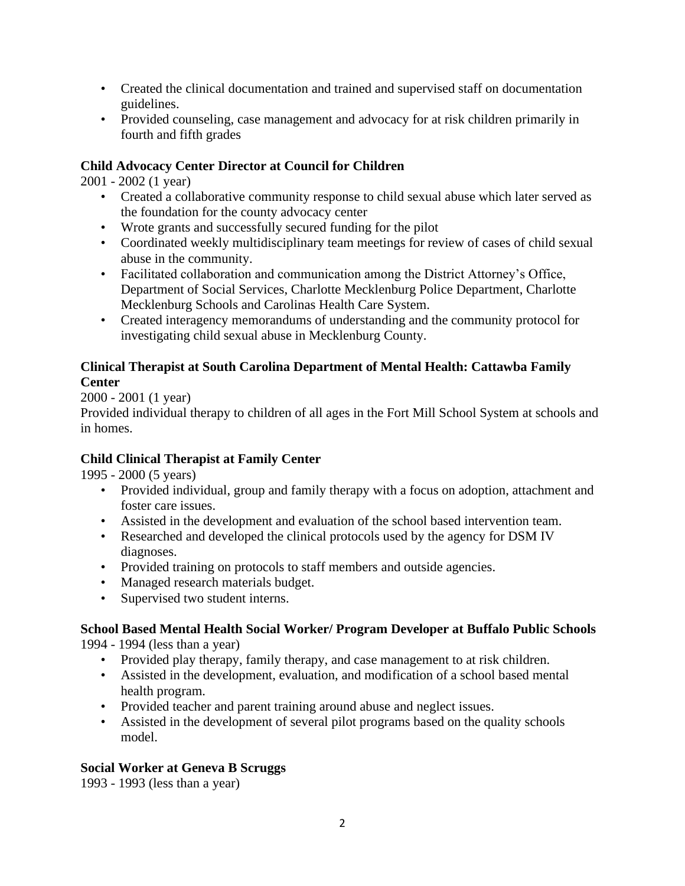- Created the clinical documentation and trained and supervised staff on documentation guidelines.
- Provided counseling, case management and advocacy for at risk children primarily in fourth and fifth grades

**Child Advocacy Center Director at Council for Children**

2001 - 2002 (1 year)

- Created a collaborative community response to child sexual abuse which later served as the foundation for the county advocacy center
- Wrote grants and successfully secured funding for the pilot
- Coordinated weekly multidisciplinary team meetings for review of cases of child sexual abuse in the community.
- Facilitated collaboration and communication among the District Attorney's Office, Department of Social Services, Charlotte Mecklenburg Police Department, Charlotte Mecklenburg Schools and Carolinas Health Care System.
- Created interagency memorandums of understanding and the community protocol for investigating child sexual abuse in Mecklenburg County.

**Clinical Therapist at South Carolina Department of Mental Health: Cattawba Family Center**

2000 - 2001 (1 year)

Provided individual therapy to children of all ages in the Fort Mill School System at schools and in homes.

**Child Clinical Therapist at Family Center**

1995 - 2000 (5 years)

- Provided individual, group and family therapy with a focus on adoption, attachment and foster care issues.
- Assisted in the development and evaluation of the school based intervention team.
- Researched and developed the clinical protocols used by the agency for DSM IV diagnoses.
- Provided training on protocols to staff members and outside agencies.
- Managed research materials budget.
- Supervised two student interns.

**School Based Mental Health Social Worker/ Program Developer at Buffalo Public Schools**

1994 - 1994 (less than a year)

- Provided play therapy, family therapy, and case management to at risk children.
- Assisted in the development, evaluation, and modification of a school based mental health program.
- Provided teacher and parent training around abuse and neglect issues.
- Assisted in the development of several pilot programs based on the quality schools model.

**Social Worker at Geneva B Scruggs**

1993 - 1993 (less than a year)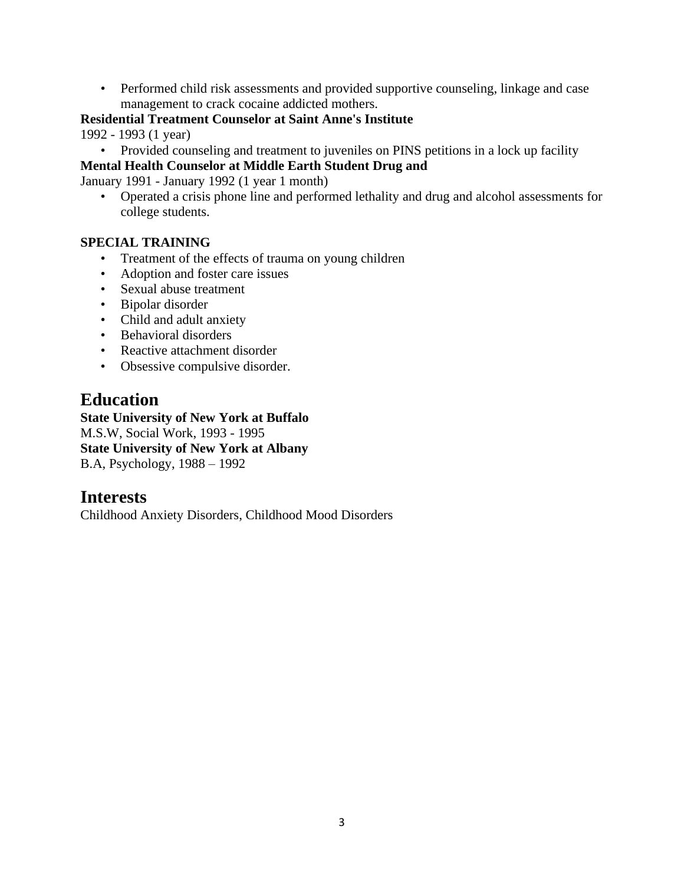- Performed child risk assessments and provided supportive counseling, linkage and case management to crack cocaine addicted mothers.

**Residential Treatment Counselor at Saint Anne's Institute**
1992 - 1993 (1 year)

- Provided counseling and treatment to juveniles on PINS petitions in a lock up facility

**Mental Health Counselor at Middle Earth Student Drug and**
January 1991 - January 1992 (1 year 1 month)

- Operated a crisis phone line and performed lethality and drug and alcohol assessments for college students.

**SPECIAL TRAINING**

- Treatment of the effects of trauma on young children
- Adoption and foster care issues
- Sexual abuse treatment
- Bipolar disorder
- Child and adult anxiety
- Behavioral disorders
- Reactive attachment disorder
- Obsessive compulsive disorder.

## Education

**State University of New York at Buffalo**
M.S.W, Social Work, 1993 - 1995
**State University of New York at Albany**
B.A, Psychology, 1988 – 1992

## Interests

Childhood Anxiety Disorders, Childhood Mood Disorders